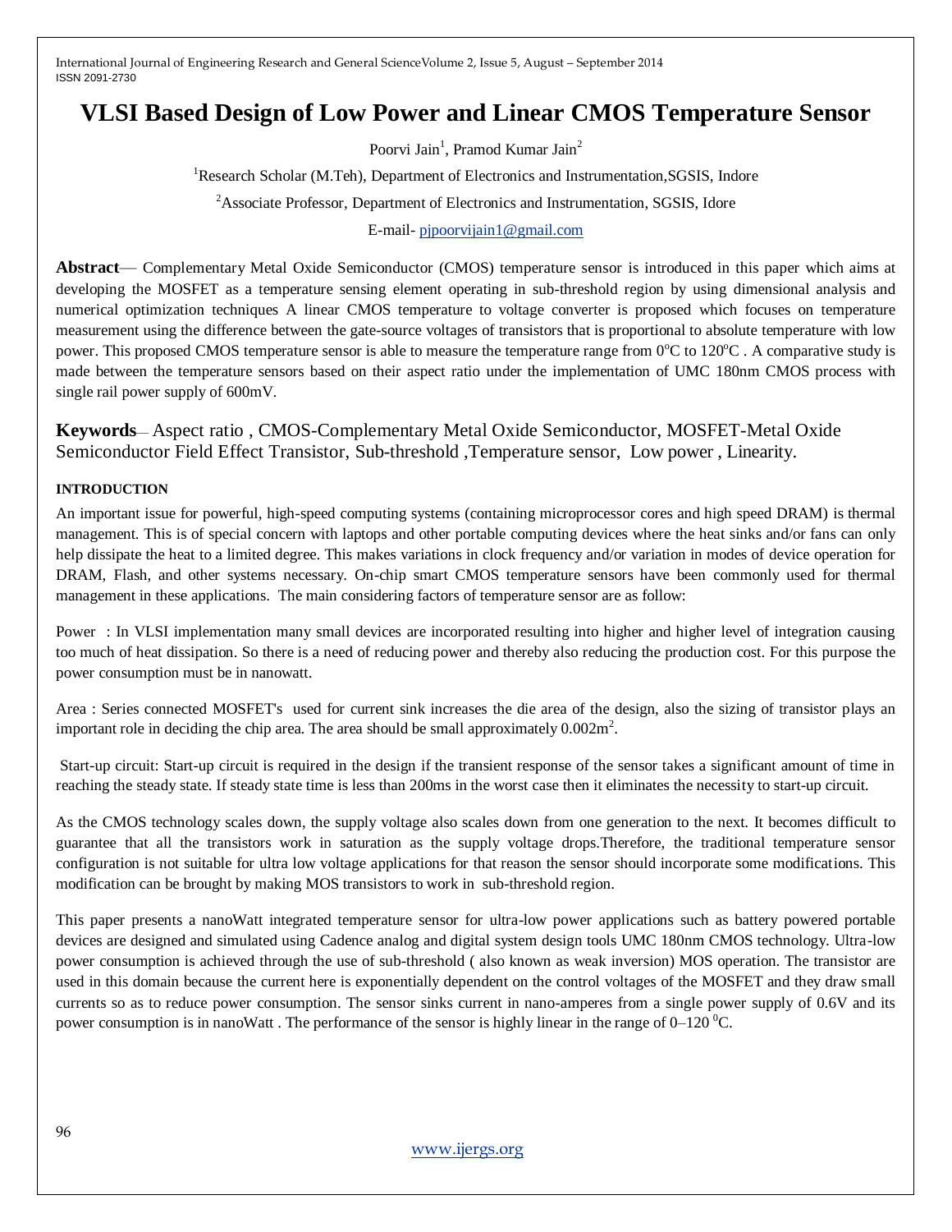# VLSI Based Design of Low Power and Linear CMOS Temperature Sensor

Poorvi Jain[1], Pramod Kumar Jain[2]

[1]Research Scholar (M.Teh), Department of Electronics and Instrumentation,SGSIS, Indore

[2]Associate Professor, Department of Electronics and Instrumentation, SGSIS, Idore

E-mail- pjpoorvijain1@gmail.com

**Abstract**— Complementary Metal Oxide Semiconductor (CMOS) temperature sensor is introduced in this paper which aims at developing the MOSFET as a temperature sensing element operating in sub-threshold region by using dimensional analysis and numerical optimization techniques A linear CMOS temperature to voltage converter is proposed which focuses on temperature measurement using the difference between the gate-source voltages of transistors that is proportional to absolute temperature with low power. This proposed CMOS temperature sensor is able to measure the temperature range from $0^{o}$C to $120^{o}$C . A comparative study is made between the temperature sensors based on their aspect ratio under the implementation of UMC 180nm CMOS process with single rail power supply of 600mV.

**Keywords**— Aspect ratio , CMOS-Complementary Metal Oxide Semiconductor, MOSFET-Metal Oxide Semiconductor Field Effect Transistor, Sub-threshold ,Temperature sensor, Low power , Linearity.

## INTRODUCTION

An important issue for powerful, high-speed computing systems (containing microprocessor cores and high speed DRAM) is thermal management. This is of special concern with laptops and other portable computing devices where the heat sinks and/or fans can only help dissipate the heat to a limited degree. This makes variations in clock frequency and/or variation in modes of device operation for DRAM, Flash, and other systems necessary. On-chip smart CMOS temperature sensors have been commonly used for thermal management in these applications. The main considering factors of temperature sensor are as follow:

Power : In VLSI implementation many small devices are incorporated resulting into higher and higher level of integration causing too much of heat dissipation. So there is a need of reducing power and thereby also reducing the production cost. For this purpose the power consumption must be in nanowatt.

Area : Series connected MOSFET's used for current sink increases the die area of the design, also the sizing of transistor plays an important role in deciding the chip area. The area should be small approximately $0.002m^2$.

Start-up circuit: Start-up circuit is required in the design if the transient response of the sensor takes a significant amount of time in reaching the steady state. If steady state time is less than 200ms in the worst case then it eliminates the necessity to start-up circuit.

As the CMOS technology scales down, the supply voltage also scales down from one generation to the next. It becomes difficult to guarantee that all the transistors work in saturation as the supply voltage drops.Therefore, the traditional temperature sensor configuration is not suitable for ultra low voltage applications for that reason the sensor should incorporate some modifications. This modification can be brought by making MOS transistors to work in sub-threshold region.

This paper presents a nanoWatt integrated temperature sensor for ultra-low power applications such as battery powered portable devices are designed and simulated using Cadence analog and digital system design tools UMC 180nm CMOS technology. Ultra-low power consumption is achieved through the use of sub-threshold ( also known as weak inversion) MOS operation. The transistor are used in this domain because the current here is exponentially dependent on the control voltages of the MOSFET and they draw small currents so as to reduce power consumption. The sensor sinks current in nano-amperes from a single power supply of 0.6V and its power consumption is in nanoWatt . The performance of the sensor is highly linear in the range of 0–120 $^{0}$C.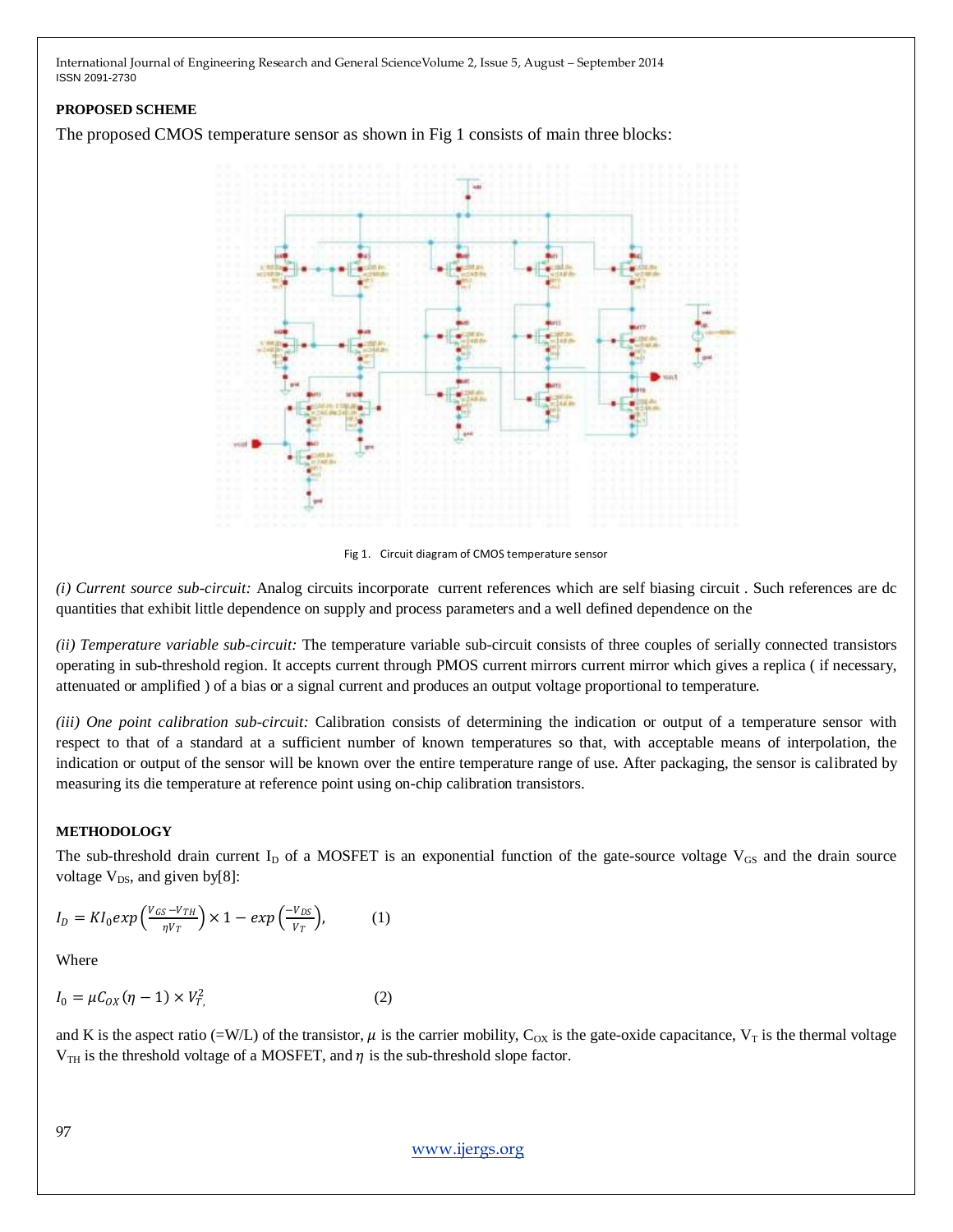**PROPOSED SCHEME**

The proposed CMOS temperature sensor as shown in Fig 1 consists of main three blocks:

Fig 1. Circuit diagram of CMOS temperature sensor

*(i) Current source sub-circuit:* Analog circuits incorporate current references which are self biasing circuit . Such references are dc quantities that exhibit little dependence on supply and process parameters and a well defined dependence on the

*(ii) Temperature variable sub-circuit:* The temperature variable sub-circuit consists of three couples of serially connected transistors operating in sub-threshold region. It accepts current through PMOS current mirrors current mirror which gives a replica ( if necessary, attenuated or amplified ) of a bias or a signal current and produces an output voltage proportional to temperature.

*(iii) One point calibration sub-circuit:* Calibration consists of determining the indication or output of a temperature sensor with respect to that of a standard at a sufficient number of known temperatures so that, with acceptable means of interpolation, the indication or output of the sensor will be known over the entire temperature range of use. After packaging, the sensor is calibrated by measuring its die temperature at reference point using on-chip calibration transistors.

**METHODOLOGY**

The sub-threshold drain current $I_D$ of a MOSFET is an exponential function of the gate-source voltage $V_{GS}$ and the drain source voltage $V_{DS}$, and given by[8]:

$$I_D = KI_0 exp\left(\frac{V_{GS} - V_{TH}}{\eta V_T}\right) \times 1 - exp\left(\frac{-V_{DS}}{V_T}\right), \qquad (1)$$

Where

$$I_0 = \mu C_{OX}(\eta - 1) \times V_{T,}^2 \qquad (2)$$

and K is the aspect ratio (=W/L) of the transistor, $\mu$ is the carrier mobility, $C_{OX}$ is the gate-oxide capacitance, $V_T$ is the thermal voltage $V_{TH}$ is the threshold voltage of a MOSFET, and $\eta$ is the sub-threshold slope factor.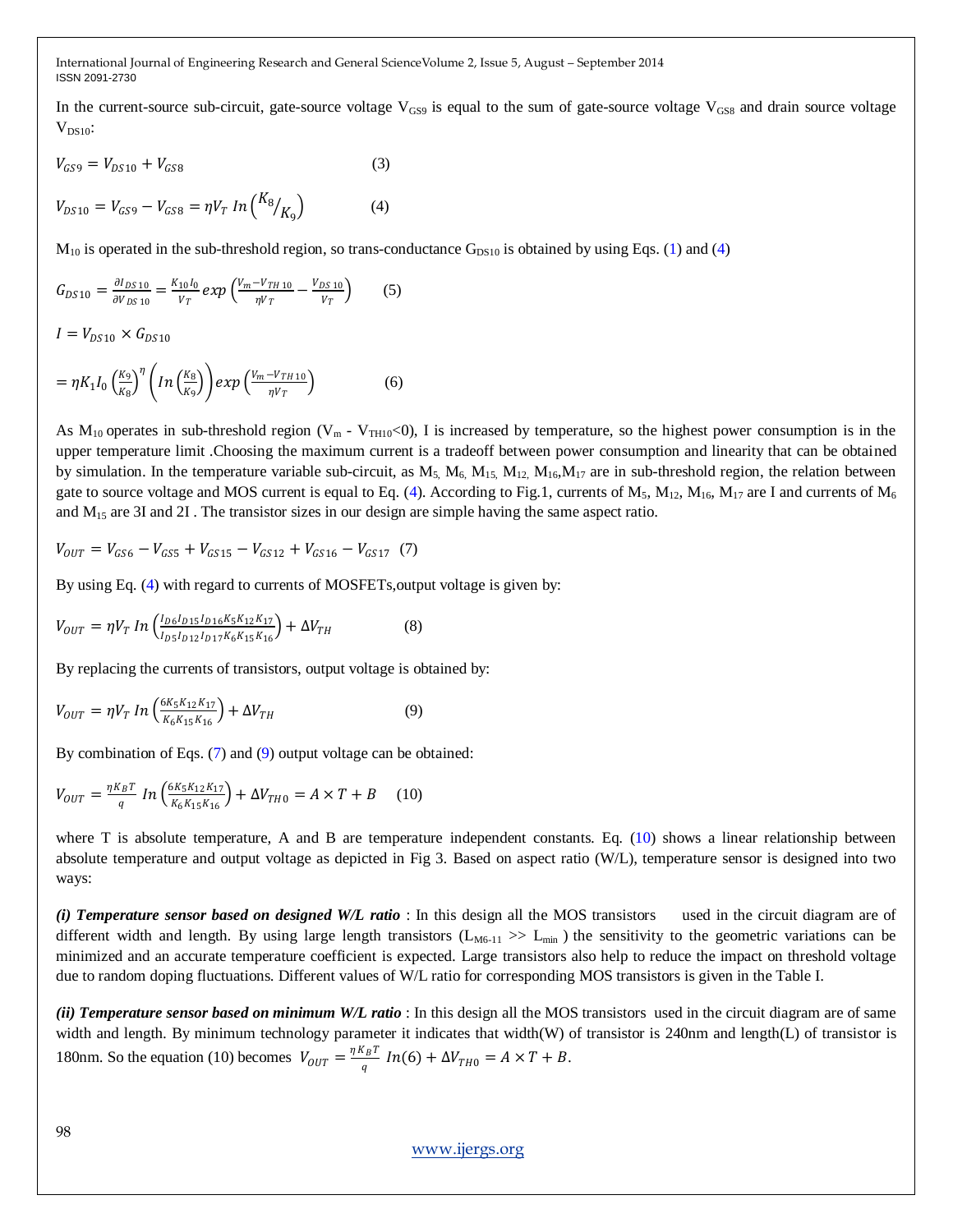In the current-source sub-circuit, gate-source voltage $V_{GS9}$ is equal to the sum of gate-source voltage $V_{GS8}$ and drain source voltage $V_{DS10}$:

$$V_{GS9} = V_{DS10} + V_{GS8} \quad (3)$$

$$V_{DS10} = V_{GS9} - V_{GS8} = \eta V_T \, In\left({}^{K_8}/_{K_9}\right) \quad (4)$$

$M_{10}$ is operated in the sub-threshold region, so trans-conductance $G_{DS10}$ is obtained by using Eqs. (1) and (4)

$$G_{DS10} = \frac{\partial I_{DS10}}{\partial V_{DS10}} = \frac{K_{10} I_0}{V_T} exp\left(\frac{V_m - V_{TH10}}{\eta V_T} - \frac{V_{DS10}}{V_T}\right) \quad (5)$$

$$I = V_{DS10} \times G_{DS10}$$

$$= \eta K_1 I_0 \left(\frac{K_9}{K_8}\right)^{\eta} \left(In\left(\frac{K_8}{K_9}\right)\right) exp\left(\frac{V_m - V_{TH10}}{\eta V_T}\right) \quad (6)$$

As $M_{10}$ operates in sub-threshold region ($V_m$ - $V_{TH10}$<0), I is increased by temperature, so the highest power consumption is in the upper temperature limit .Choosing the maximum current is a tradeoff between power consumption and linearity that can be obtained by simulation. In the temperature variable sub-circuit, as $M_5$, $M_6$, $M_{15}$, $M_{12}$, $M_{16}$,$M_{17}$ are in sub-threshold region, the relation between gate to source voltage and MOS current is equal to Eq. (4). According to Fig.1, currents of $M_5$, $M_{12}$, $M_{16}$, $M_{17}$ are I and currents of $M_6$ and $M_{15}$ are 3I and 2I . The transistor sizes in our design are simple having the same aspect ratio.

$$V_{OUT} = V_{GS6} - V_{GS5} + V_{GS15} - V_{GS12} + V_{GS16} - V_{GS17} \quad (7)$$

By using Eq. (4) with regard to currents of MOSFETs,output voltage is given by:

$$V_{OUT} = \eta V_T \, In\left(\frac{I_{D6} I_{D15} I_{D16} K_5 K_{12} K_{17}}{I_{D5} I_{D12} I_{D17} K_6 K_{15} K_{16}}\right) + \Delta V_{TH} \quad (8)$$

By replacing the currents of transistors, output voltage is obtained by:

$$V_{OUT} = \eta V_T \, In\left(\frac{6 K_5 K_{12} K_{17}}{K_6 K_{15} K_{16}}\right) + \Delta V_{TH} \quad (9)$$

By combination of Eqs. (7) and (9) output voltage can be obtained:

$$V_{OUT} = \frac{\eta K_B T}{q} \, In\left(\frac{6 K_5 K_{12} K_{17}}{K_6 K_{15} K_{16}}\right) + \Delta V_{TH0} = A \times T + B \quad (10)$$

where T is absolute temperature, A and B are temperature independent constants. Eq. (10) shows a linear relationship between absolute temperature and output voltage as depicted in Fig 3. Based on aspect ratio (W/L), temperature sensor is designed into two ways:

***(i) Temperature sensor based on designed W/L ratio*** : In this design all the MOS transistors used in the circuit diagram are of different width and length. By using large length transistors ($L_{M6-11}$ >> $L_{min}$ ) the sensitivity to the geometric variations can be minimized and an accurate temperature coefficient is expected. Large transistors also help to reduce the impact on threshold voltage due to random doping fluctuations. Different values of W/L ratio for corresponding MOS transistors is given in the Table I.

***(ii) Temperature sensor based on minimum W/L ratio*** : In this design all the MOS transistors used in the circuit diagram are of same width and length. By minimum technology parameter it indicates that width(W) of transistor is 240nm and length(L) of transistor is 180nm. So the equation (10) becomes $V_{OUT} = \frac{\eta K_B T}{q} \, In(6) + \Delta V_{TH0} = A \times T + B$.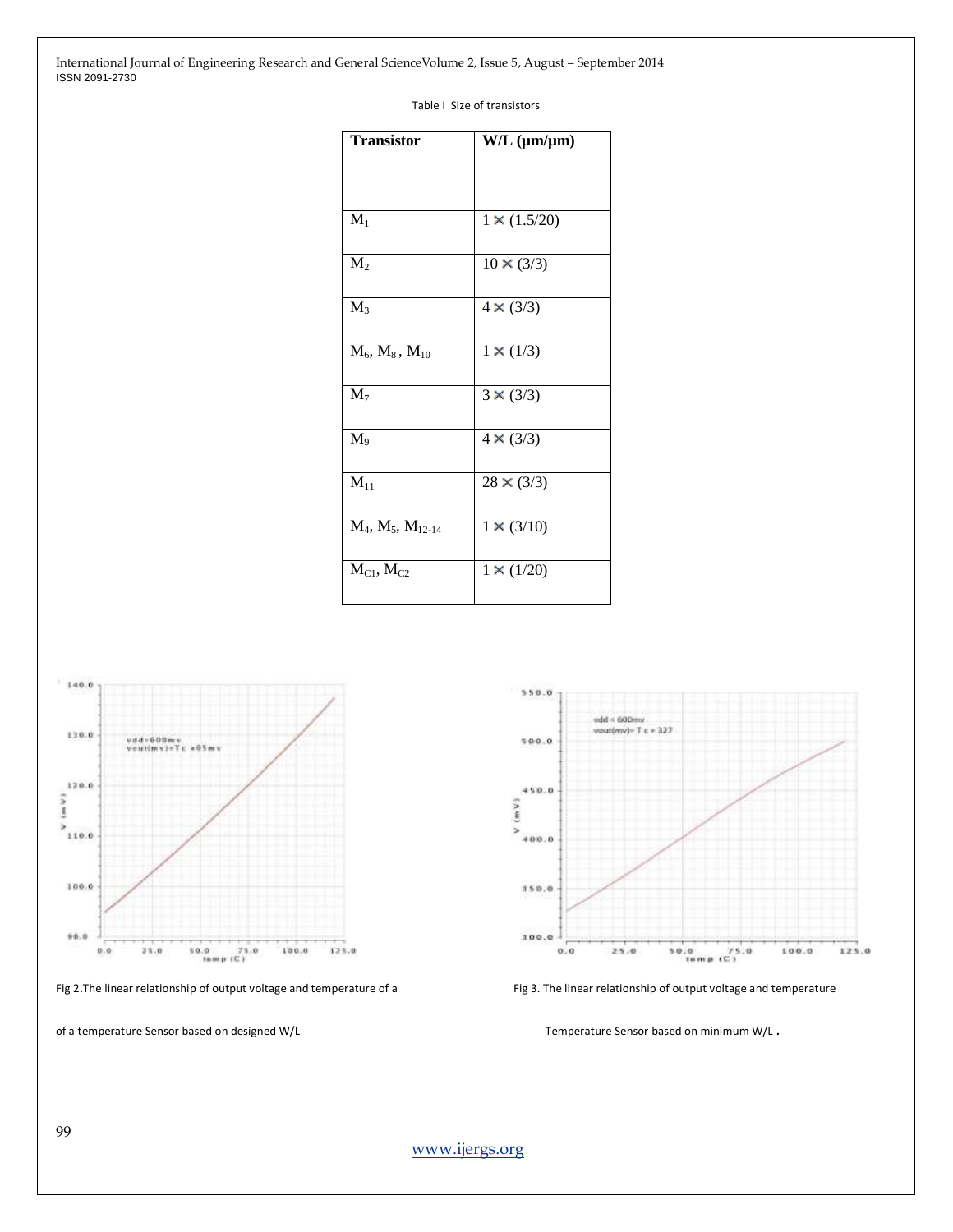Table I Size of transistors

| Transistor | W/L (μm/μm) |
|---|---|
| $M_1$ | 1 × (1.5/20) |
| $M_2$ | 10 × (3/3) |
| $M_3$ | 4 × (3/3) |
| $M_6$, $M_8$ , $M_{10}$ | 1 × (1/3) |
| $M_7$ | 3 × (3/3) |
| $M_9$ | 4 × (3/3) |
| $M_{11}$ | 28 × (3/3) |
| $M_4$, $M_5$, $M_{12-14}$ | 1 × (3/10) |
| $M_{C1}$, $M_{C2}$ | 1 × (1/20) |

Fig 2.The linear relationship of output voltage and temperature of a temperature Sensor based on designed W/L

Fig 3. The linear relationship of output voltage and temperature Temperature Sensor based on minimum W/L .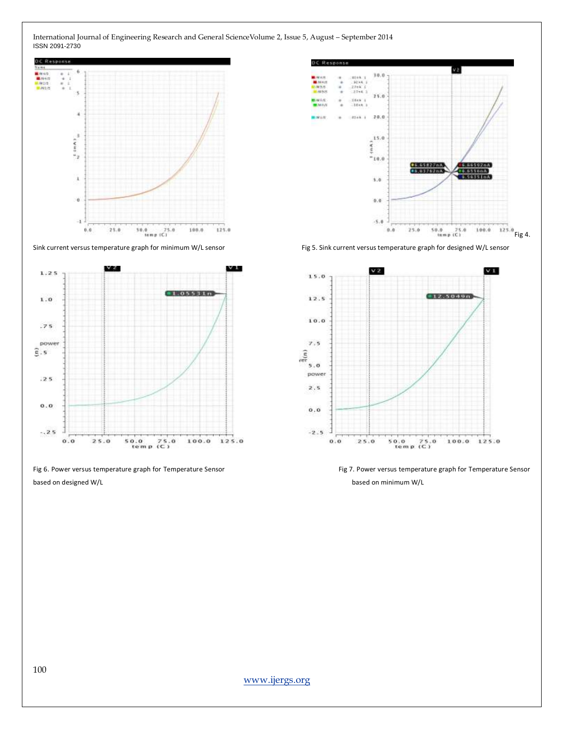Fig 4. Sink current versus temperature graph for minimum W/L sensor

Fig 5. Sink current versus temperature graph for designed W/L sensor

Fig 6. Power versus temperature graph for Temperature Sensor based on designed W/L

Fig 7. Power versus temperature graph for Temperature Sensor based on minimum W/L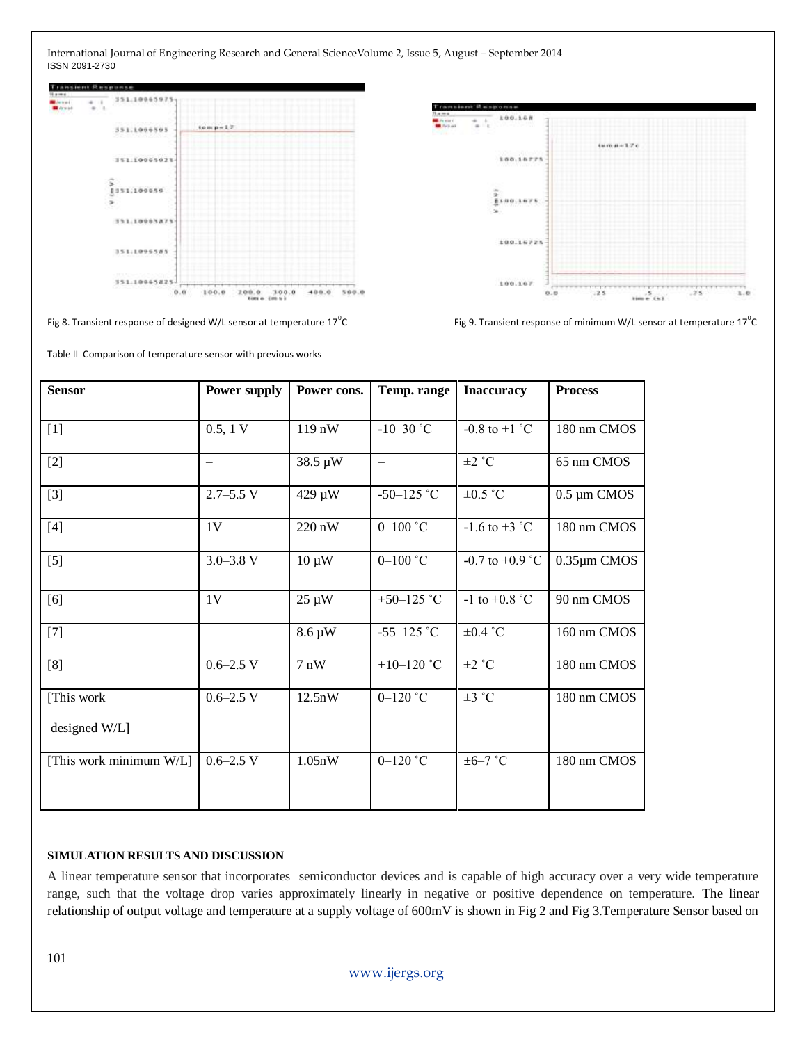Fig 8. Transient response of designed W/L sensor at temperature $17^0$C

Fig 9. Transient response of minimum W/L sensor at temperature $17^0$C

Table II Comparison of temperature sensor with previous works

| Sensor | Power supply | Power cons. | Temp. range | Inaccuracy | Process |
|---|---|---|---|---|---|
| [1] | 0.5, 1 V | 119 nW | -10–30 ˚C | -0.8 to +1 ˚C | 180 nm CMOS |
| [2] | – | 38.5 µW | – | ±2 ˚C | 65 nm CMOS |
| [3] | 2.7–5.5 V | 429 µW | -50–125 ˚C | ±0.5 ˚C | 0.5 µm CMOS |
| [4] | 1V | 220 nW | 0–100 ˚C | -1.6 to +3 ˚C | 180 nm CMOS |
| [5] | 3.0–3.8 V | 10 µW | 0–100 ˚C | -0.7 to +0.9 ˚C | 0.35µm CMOS |
| [6] | 1V | 25 µW | +50–125 ˚C | -1 to +0.8 ˚C | 90 nm CMOS |
| [7] | – | 8.6 µW | -55–125 ˚C | ±0.4 ˚C | 160 nm CMOS |
| [8] | 0.6–2.5 V | 7 nW | +10–120 ˚C | ±2 ˚C | 180 nm CMOS |
| [This work designed W/L] | 0.6–2.5 V | 12.5nW | 0–120 ˚C | ±3 ˚C | 180 nm CMOS |
| [This work minimum W/L] | 0.6–2.5 V | 1.05nW | 0–120 ˚C | ±6–7 ˚C | 180 nm CMOS |

**SIMULATION RESULTS AND DISCUSSION**

A linear temperature sensor that incorporates semiconductor devices and is capable of high accuracy over a very wide temperature range, such that the voltage drop varies approximately linearly in negative or positive dependence on temperature. The linear relationship of output voltage and temperature at a supply voltage of 600mV is shown in Fig 2 and Fig 3.Temperature Sensor based on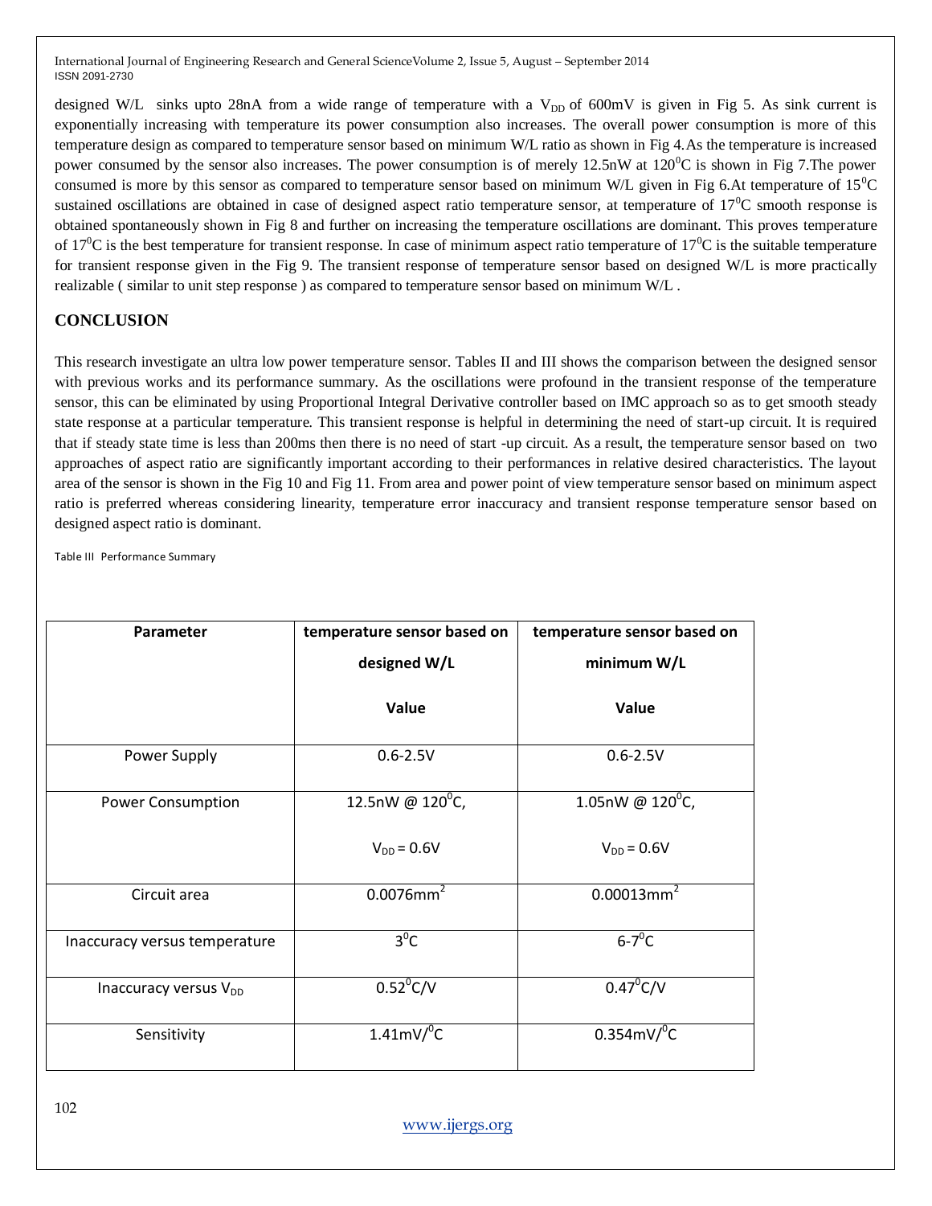designed W/L sinks upto 28nA from a wide range of temperature with a $V_{DD}$ of 600mV is given in Fig 5. As sink current is exponentially increasing with temperature its power consumption also increases. The overall power consumption is more of this temperature design as compared to temperature sensor based on minimum W/L ratio as shown in Fig 4. As the temperature is increased power consumed by the sensor also increases. The power consumption is of merely 12.5nW at $120^0$C is shown in Fig 7.The power consumed is more by this sensor as compared to temperature sensor based on minimum W/L given in Fig 6.At temperature of $15^0$C sustained oscillations are obtained in case of designed aspect ratio temperature sensor, at temperature of $17^0$C smooth response is obtained spontaneously shown in Fig 8 and further on increasing the temperature oscillations are dominant. This proves temperature of $17^0$C is the best temperature for transient response. In case of minimum aspect ratio temperature of $17^0$C is the suitable temperature for transient response given in the Fig 9. The transient response of temperature sensor based on designed W/L is more practically realizable ( similar to unit step response ) as compared to temperature sensor based on minimum W/L .

## CONCLUSION

This research investigate an ultra low power temperature sensor. Tables II and III shows the comparison between the designed sensor with previous works and its performance summary. As the oscillations were profound in the transient response of the temperature sensor, this can be eliminated by using Proportional Integral Derivative controller based on IMC approach so as to get smooth steady state response at a particular temperature. This transient response is helpful in determining the need of start-up circuit. It is required that if steady state time is less than 200ms then there is no need of start -up circuit. As a result, the temperature sensor based on two approaches of aspect ratio are significantly important according to their performances in relative desired characteristics. The layout area of the sensor is shown in the Fig 10 and Fig 11. From area and power point of view temperature sensor based on minimum aspect ratio is preferred whereas considering linearity, temperature error inaccuracy and transient response temperature sensor based on designed aspect ratio is dominant.

Table III Performance Summary

| Parameter | temperature sensor based on designed W/L Value | temperature sensor based on minimum W/L Value |
|---|---|---|
| Power Supply | 0.6-2.5V | 0.6-2.5V |
| Power Consumption | 12.5nW @ $120^0$C, $V_{DD}$ = 0.6V | 1.05nW @ $120^0$C, $V_{DD}$ = 0.6V |
| Circuit area | 0.0076mm$^2$ | 0.00013mm$^2$ |
| Inaccuracy versus temperature | $3^0$C | 6-$7^0$C |
| Inaccuracy versus $V_{DD}$ | $0.52^0$C/V | $0.47^0$C/V |
| Sensitivity | 1.41mV/$^0$C | 0.354mV/$^0$C |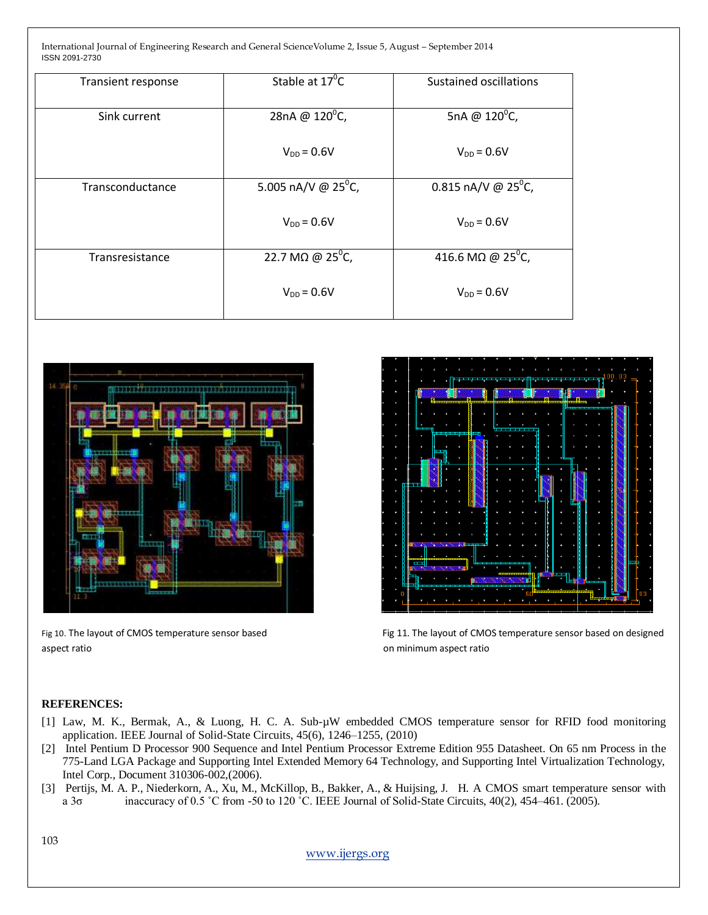| | | |
|---|---|---|
| Transient response | Stable at $17^0$C | Sustained oscillations |
| Sink current | 28nA @ $120^0$C, $V_{DD} = 0.6$V | 5nA @ $120^0$C, $V_{DD} = 0.6$V |
| Transconductance | 5.005 nA/V @ $25^0$C, $V_{DD} = 0.6$V | 0.815 nA/V @ $25^0$C, $V_{DD} = 0.6$V |
| Transresistance | 22.7 MΩ @ $25^0$C, $V_{DD} = 0.6$V | 416.6 MΩ @ $25^0$C, $V_{DD} = 0.6$V |

Fig 10. The layout of CMOS temperature sensor based aspect ratio

Fig 11. The layout of CMOS temperature sensor based on designed on minimum aspect ratio

**REFERENCES:**

[1] Law, M. K., Bermak, A., & Luong, H. C. A. Sub-μW embedded CMOS temperature sensor for RFID food monitoring application. IEEE Journal of Solid-State Circuits, 45(6), 1246–1255, (2010)

[2] Intel Pentium D Processor 900 Sequence and Intel Pentium Processor Extreme Edition 955 Datasheet. On 65 nm Process in the 775-Land LGA Package and Supporting Intel Extended Memory 64 Technology, and Supporting Intel Virtualization Technology, Intel Corp., Document 310306-002,(2006).

[3] Pertijs, M. A. P., Niederkorn, A., Xu, M., McKillop, B., Bakker, A., & Huijsing, J. H. A CMOS smart temperature sensor with a 3σ inaccuracy of 0.5 ˚C from -50 to 120 ˚C. IEEE Journal of Solid-State Circuits, 40(2), 454–461. (2005).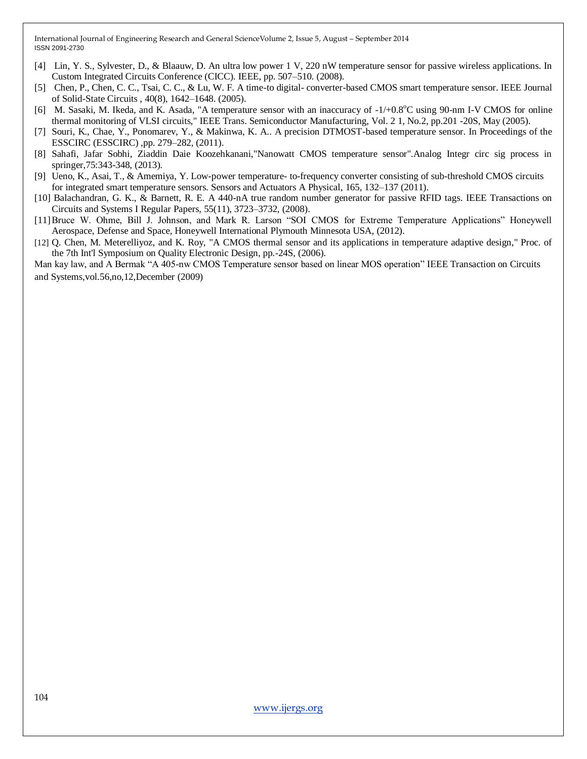[4] Lin, Y. S., Sylvester, D., & Blaauw, D. An ultra low power 1 V, 220 nW temperature sensor for passive wireless applications. In Custom Integrated Circuits Conference (CICC). IEEE, pp. 507–510. (2008).

[5] Chen, P., Chen, C. C., Tsai, C. C., & Lu, W. F. A time-to digital- converter-based CMOS smart temperature sensor. IEEE Journal of Solid-State Circuits , 40(8), 1642–1648. (2005).

[6] M. Sasaki, M. Ikeda, and K. Asada, "A temperature sensor with an inaccuracy of -1/+0.8°C using 90-nm I-V CMOS for online thermal monitoring of VLSI circuits," IEEE Trans. Semiconductor Manufacturing, Vol. 2 1, No.2, pp.201 -20S, May (2005).

[7] Souri, K., Chae, Y., Ponomarev, Y., & Makinwa, K. A.. A precision DTMOST-based temperature sensor. In Proceedings of the ESSCIRC (ESSCIRC) ,pp. 279–282, (2011).

[8] Sahafi, Jafar Sobhi, Ziaddin Daie Koozehkanani,"Nanowatt CMOS temperature sensor".Analog Integr circ sig process in springer,75:343-348, (2013).

[9] Ueno, K., Asai, T., & Amemiya, Y. Low-power temperature- to-frequency converter consisting of sub-threshold CMOS circuits for integrated smart temperature sensors. Sensors and Actuators A Physical, 165, 132–137 (2011).

[10] Balachandran, G. K., & Barnett, R. E. A 440-nA true random number generator for passive RFID tags. IEEE Transactions on Circuits and Systems I Regular Papers, 55(11), 3723–3732, (2008).

[11] Bruce W. Ohme, Bill J. Johnson, and Mark R. Larson "SOI CMOS for Extreme Temperature Applications" Honeywell Aerospace, Defense and Space, Honeywell International Plymouth Minnesota USA, (2012).

[12] Q. Chen, M. Meterelliyoz, and K. Roy, "A CMOS thermal sensor and its applications in temperature adaptive design," Proc. of the 7th Int'l Symposium on Quality Electronic Design, pp.-24S, (2006).

Man kay law, and A Bermak "A 405-nw CMOS Temperature sensor based on linear MOS operation" IEEE Transaction on Circuits and Systems,vol.56,no,12,December (2009)